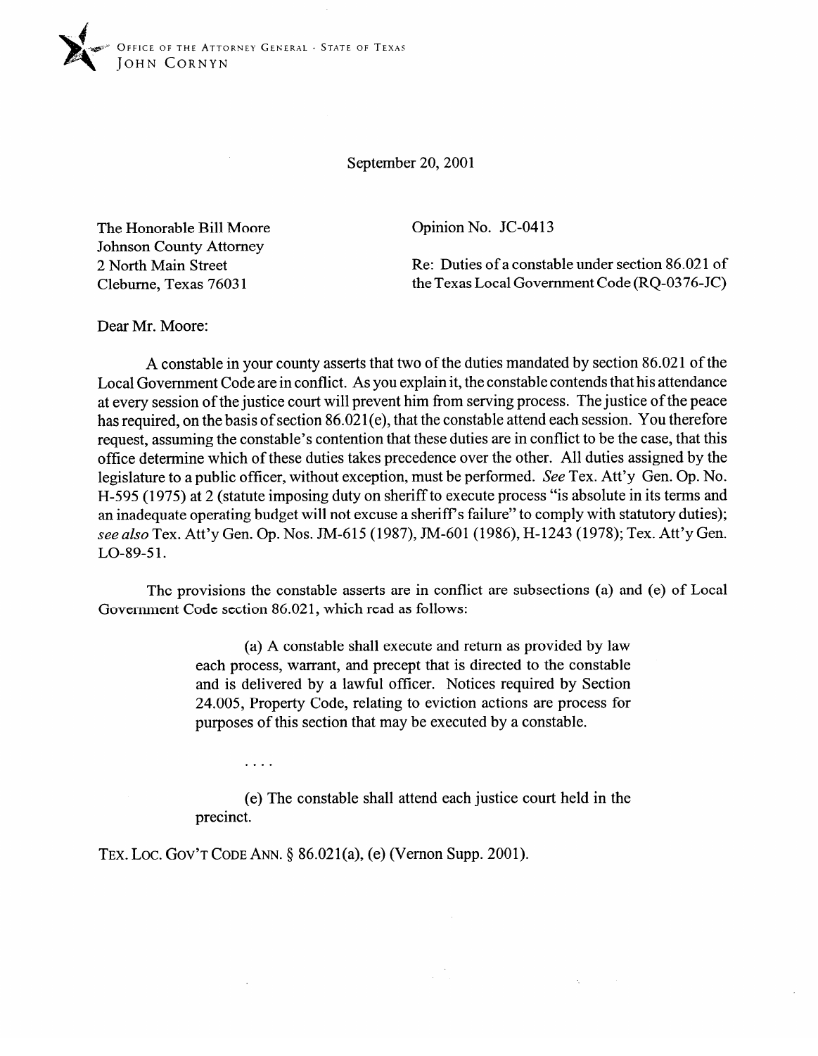OFFICE OF THE ATTORNEY GENERAL · STATE OF TEXAS
JOHN CORNYN

September 20, 2001

The Honorable Bill Moore
Johnson County Attorney
2 North Main Street
Cleburne, Texas 76031

Opinion No. JC-0413

Re: Duties of a constable under section 86.021 of the Texas Local Government Code (RQ-0376-JC)

Dear Mr. Moore:

A constable in your county asserts that two of the duties mandated by section 86.021 of the Local Government Code are in conflict. As you explain it, the constable contends that his attendance at every session of the justice court will prevent him from serving process. The justice of the peace has required, on the basis of section 86.021(e), that the constable attend each session. You therefore request, assuming the constable's contention that these duties are in conflict to be the case, that this office determine which of these duties takes precedence over the other. All duties assigned by the legislature to a public officer, without exception, must be performed. *See* Tex. Att'y Gen. Op. No. H-595 (1975) at 2 (statute imposing duty on sheriff to execute process "is absolute in its terms and an inadequate operating budget will not excuse a sheriff's failure" to comply with statutory duties); *see also* Tex. Att'y Gen. Op. Nos. JM-615 (1987), JM-601 (1986), H-1243 (1978); Tex. Att'y Gen. LO-89-51.

The provisions the constable asserts are in conflict are subsections (a) and (e) of Local Government Code section 86.021, which read as follows:

> (a) A constable shall execute and return as provided by law each process, warrant, and precept that is directed to the constable and is delivered by a lawful officer. Notices required by Section 24.005, Property Code, relating to eviction actions are process for purposes of this section that may be executed by a constable.
>
> . . . .
>
> (e) The constable shall attend each justice court held in the precinct.

TEX. LOC. GOV'T CODE ANN. § 86.021(a), (e) (Vernon Supp. 2001).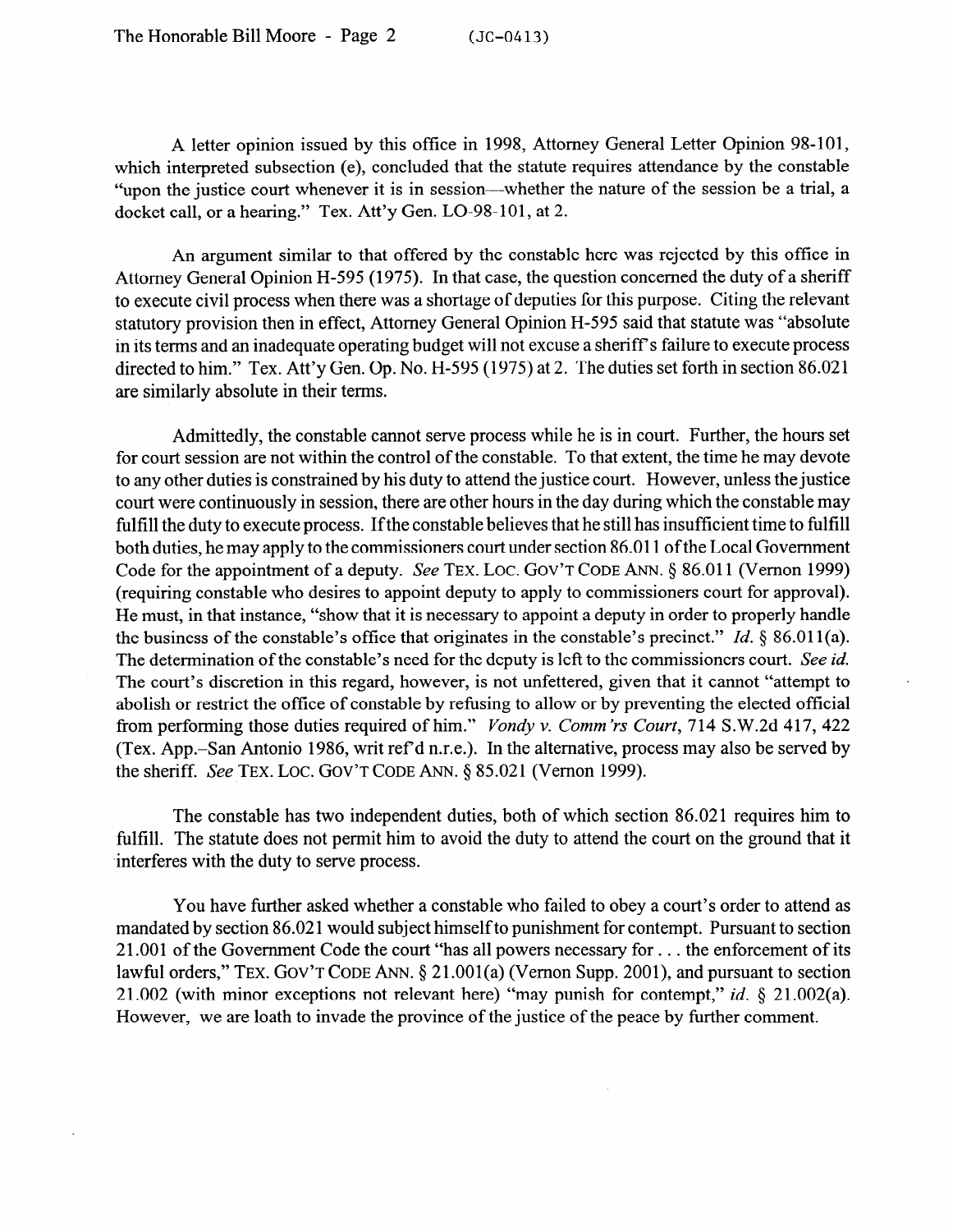A letter opinion issued by this office in 1998, Attorney General Letter Opinion 98-101, which interpreted subsection (e), concluded that the statute requires attendance by the constable "upon the justice court whenever it is in session—whether the nature of the session be a trial, a docket call, or a hearing." Tex. Att'y Gen. LO-98-101, at 2.

An argument similar to that offered by the constable here was rejected by this office in Attorney General Opinion H-595 (1975). In that case, the question concerned the duty of a sheriff to execute civil process when there was a shortage of deputies for this purpose. Citing the relevant statutory provision then in effect, Attorney General Opinion H-595 said that statute was "absolute in its terms and an inadequate operating budget will not excuse a sheriff's failure to execute process directed to him." Tex. Att'y Gen. Op. No. H-595 (1975) at 2. The duties set forth in section 86.021 are similarly absolute in their terms.

Admittedly, the constable cannot serve process while he is in court. Further, the hours set for court session are not within the control of the constable. To that extent, the time he may devote to any other duties is constrained by his duty to attend the justice court. However, unless the justice court were continuously in session, there are other hours in the day during which the constable may fulfill the duty to execute process. If the constable believes that he still has insufficient time to fulfill both duties, he may apply to the commissioners court under section 86.011 of the Local Government Code for the appointment of a deputy. *See* TEX. LOC. GOV'T CODE ANN. § 86.011 (Vernon 1999) (requiring constable who desires to appoint deputy to apply to commissioners court for approval). He must, in that instance, "show that it is necessary to appoint a deputy in order to properly handle the business of the constable's office that originates in the constable's precinct." *Id.* § 86.011(a). The determination of the constable's need for the deputy is left to the commissioners court. *See id.* The court's discretion in this regard, however, is not unfettered, given that it cannot "attempt to abolish or restrict the office of constable by refusing to allow or by preventing the elected official from performing those duties required of him." *Vondy v. Comm'rs Court*, 714 S.W.2d 417, 422 (Tex. App.–San Antonio 1986, writ ref'd n.r.e.). In the alternative, process may also be served by the sheriff. *See* TEX. LOC. GOV'T CODE ANN. § 85.021 (Vernon 1999).

The constable has two independent duties, both of which section 86.021 requires him to fulfill. The statute does not permit him to avoid the duty to attend the court on the ground that it interferes with the duty to serve process.

You have further asked whether a constable who failed to obey a court's order to attend as mandated by section 86.021 would subject himself to punishment for contempt. Pursuant to section 21.001 of the Government Code the court "has all powers necessary for . . . the enforcement of its lawful orders," TEX. GOV'T CODE ANN. § 21.001(a) (Vernon Supp. 2001), and pursuant to section 21.002 (with minor exceptions not relevant here) "may punish for contempt," *id.* § 21.002(a). However, we are loath to invade the province of the justice of the peace by further comment.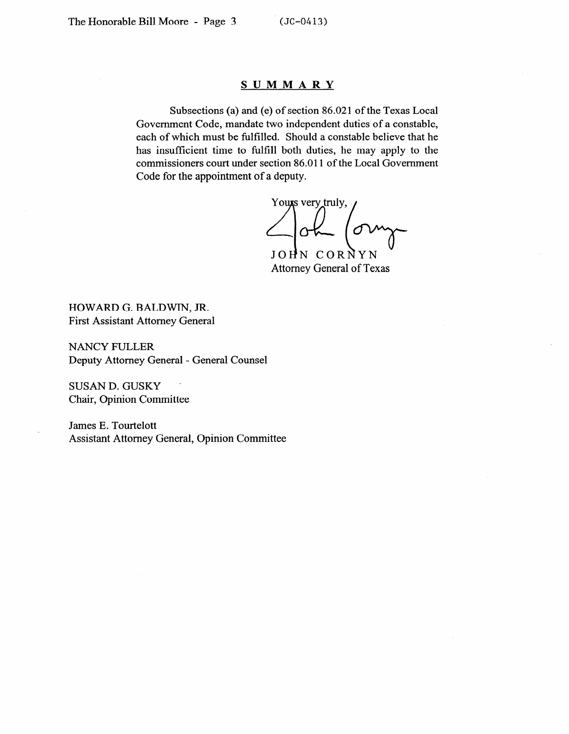## SUMMARY

Subsections (a) and (e) of section 86.021 of the Texas Local Government Code, mandate two independent duties of a constable, each of which must be fulfilled. Should a constable believe that he has insufficient time to fulfill both duties, he may apply to the commissioners court under section 86.011 of the Local Government Code for the appointment of a deputy.

Yours very truly,

JOHN CORNYN
Attorney General of Texas

HOWARD G. BALDWIN, JR.
First Assistant Attorney General

NANCY FULLER
Deputy Attorney General - General Counsel

SUSAN D. GUSKY
Chair, Opinion Committee

James E. Tourtelott
Assistant Attorney General, Opinion Committee